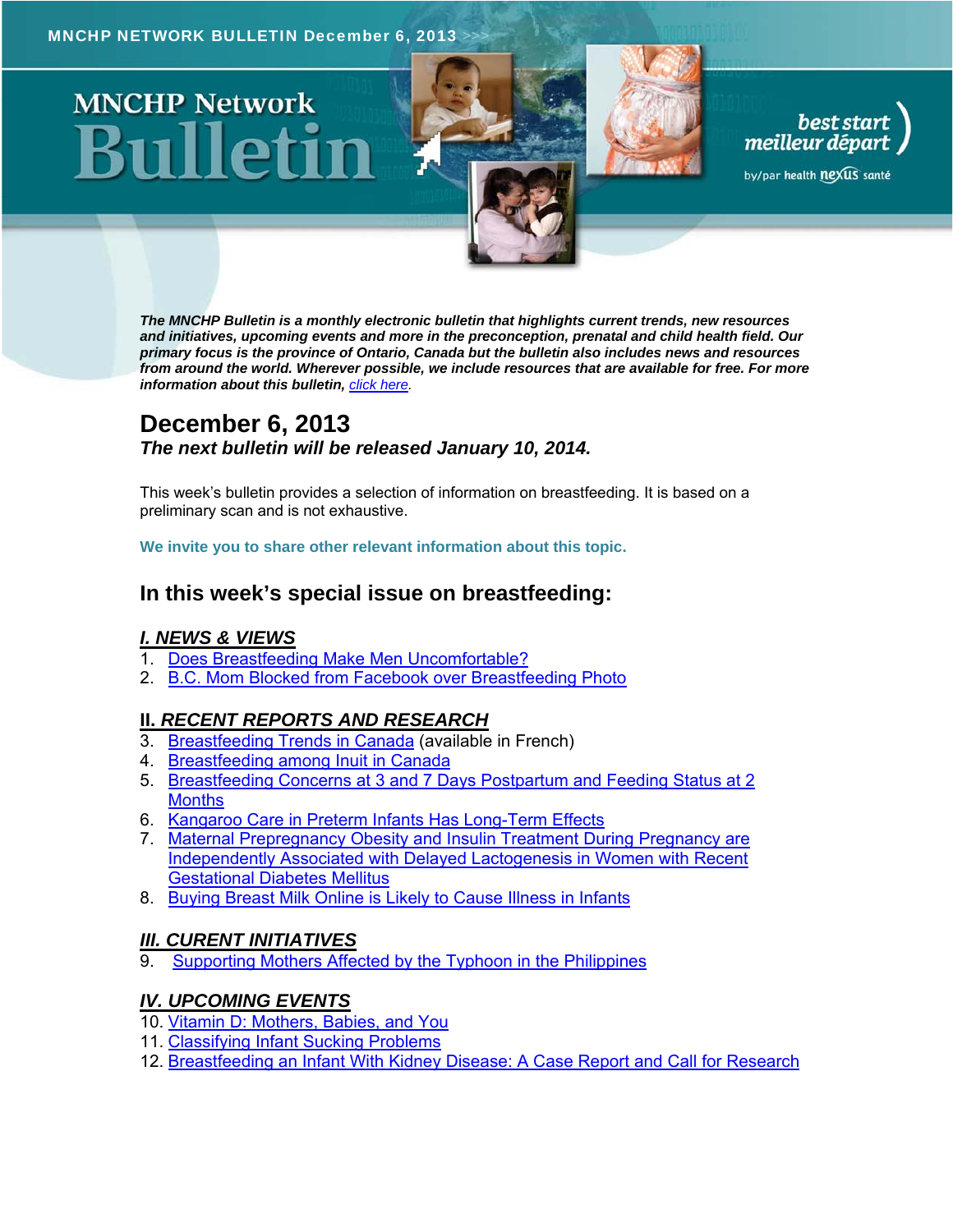MNCHP NETWORK BULLETIN December 6, 2013 >>>

# MNCHP Network Bulletin

best start meilleur départ by/par health nexus santé

***The MNCHP Bulletin is a monthly electronic bulletin that highlights current trends, new resources and initiatives, upcoming events and more in the preconception, prenatal and child health field. Our primary focus is the province of Ontario, Canada but the bulletin also includes news and resources from around the world. Wherever possible, we include resources that are available for free. For more information about this bulletin, [click here](#).***

## December 6, 2013

***The next bulletin will be released January 10, 2014.***

This week's bulletin provides a selection of information on breastfeeding. It is based on a preliminary scan and is not exhaustive.

**We invite you to share other relevant information about this topic.**

## In this week's special issue on breastfeeding:

### *I. NEWS & VIEWS*

1. [Does Breastfeeding Make Men Uncomfortable?](#)
2. [B.C. Mom Blocked from Facebook over Breastfeeding Photo](#)

### *II. RECENT REPORTS AND RESEARCH*

3. [Breastfeeding Trends in Canada](#) (available in French)
4. [Breastfeeding among Inuit in Canada](#)
5. [Breastfeeding Concerns at 3 and 7 Days Postpartum and Feeding Status at 2 Months](#)
6. [Kangaroo Care in Preterm Infants Has Long-Term Effects](#)
7. [Maternal Prepregnancy Obesity and Insulin Treatment During Pregnancy are Independently Associated with Delayed Lactogenesis in Women with Recent Gestational Diabetes Mellitus](#)
8. [Buying Breast Milk Online is Likely to Cause Illness in Infants](#)

### *III. CURENT INITIATIVES*

9. [Supporting Mothers Affected by the Typhoon in the Philippines](#)

### *IV. UPCOMING EVENTS*

10. [Vitamin D: Mothers, Babies, and You](#)
11. [Classifying Infant Sucking Problems](#)
12. [Breastfeeding an Infant With Kidney Disease: A Case Report and Call for Research](#)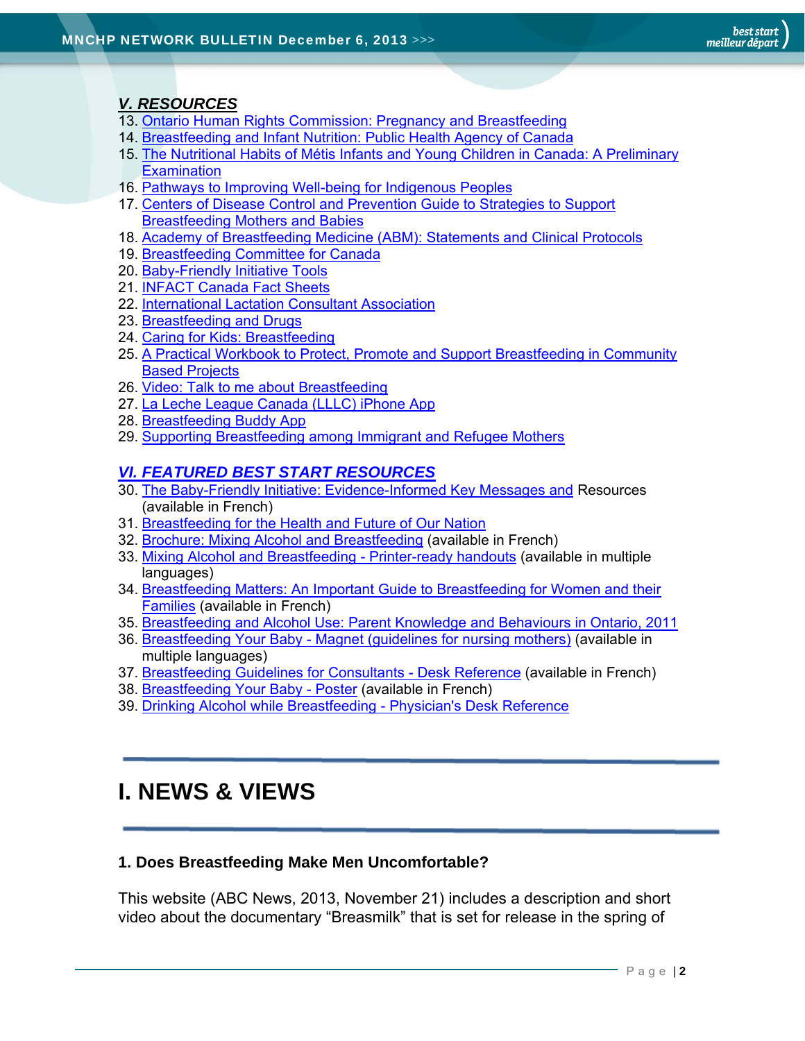### *V. RESOURCES*

13. Ontario Human Rights Commission: Pregnancy and Breastfeeding
14. Breastfeeding and Infant Nutrition: Public Health Agency of Canada
15. The Nutritional Habits of Métis Infants and Young Children in Canada: A Preliminary Examination
16. Pathways to Improving Well-being for Indigenous Peoples
17. Centers of Disease Control and Prevention Guide to Strategies to Support Breastfeeding Mothers and Babies
18. Academy of Breastfeeding Medicine (ABM): Statements and Clinical Protocols
19. Breastfeeding Committee for Canada
20. Baby-Friendly Initiative Tools
21. INFACT Canada Fact Sheets
22. International Lactation Consultant Association
23. Breastfeeding and Drugs
24. Caring for Kids: Breastfeeding
25. A Practical Workbook to Protect, Promote and Support Breastfeeding in Community Based Projects
26. Video: Talk to me about Breastfeeding
27. La Leche League Canada (LLLC) iPhone App
28. Breastfeeding Buddy App
29. Supporting Breastfeeding among Immigrant and Refugee Mothers

### *VI. FEATURED BEST START RESOURCES*

30. The Baby-Friendly Initiative: Evidence-Informed Key Messages and Resources (available in French)
31. Breastfeeding for the Health and Future of Our Nation
32. Brochure: Mixing Alcohol and Breastfeeding (available in French)
33. Mixing Alcohol and Breastfeeding - Printer-ready handouts (available in multiple languages)
34. Breastfeeding Matters: An Important Guide to Breastfeeding for Women and their Families (available in French)
35. Breastfeeding and Alcohol Use: Parent Knowledge and Behaviours in Ontario, 2011
36. Breastfeeding Your Baby - Magnet (guidelines for nursing mothers) (available in multiple languages)
37. Breastfeeding Guidelines for Consultants - Desk Reference (available in French)
38. Breastfeeding Your Baby - Poster (available in French)
39. Drinking Alcohol while Breastfeeding - Physician's Desk Reference

# I. NEWS & VIEWS

**1. Does Breastfeeding Make Men Uncomfortable?**

This website (ABC News, 2013, November 21) includes a description and short video about the documentary "Breasmilk" that is set for release in the spring of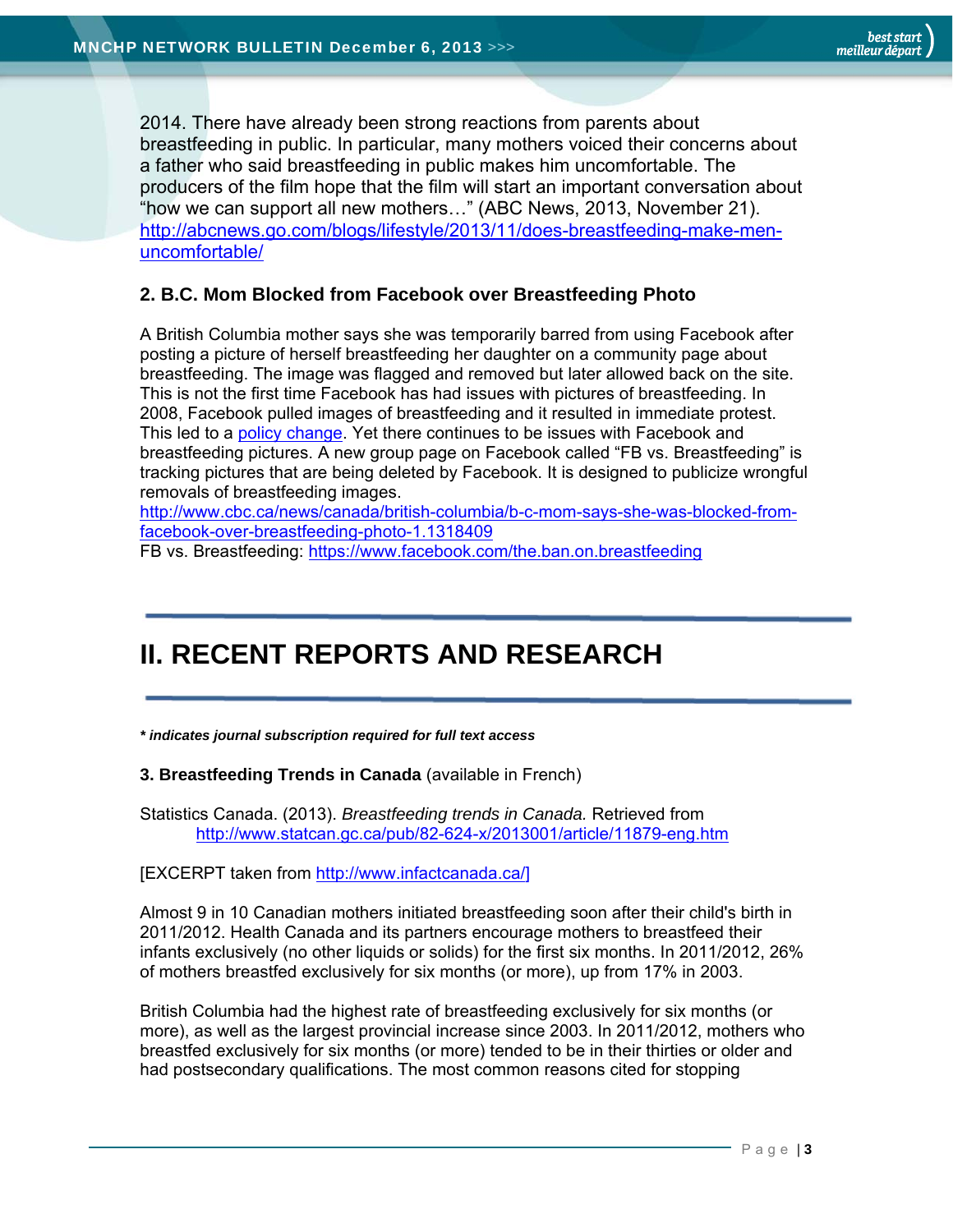2014. There have already been strong reactions from parents about breastfeeding in public. In particular, many mothers voiced their concerns about a father who said breastfeeding in public makes him uncomfortable. The producers of the film hope that the film will start an important conversation about "how we can support all new mothers…" (ABC News, 2013, November 21). http://abcnews.go.com/blogs/lifestyle/2013/11/does-breastfeeding-make-men-uncomfortable/

### 2. B.C. Mom Blocked from Facebook over Breastfeeding Photo

A British Columbia mother says she was temporarily barred from using Facebook after posting a picture of herself breastfeeding her daughter on a community page about breastfeeding. The image was flagged and removed but later allowed back on the site. This is not the first time Facebook has had issues with pictures of breastfeeding. In 2008, Facebook pulled images of breastfeeding and it resulted in immediate protest. This led to a policy change. Yet there continues to be issues with Facebook and breastfeeding pictures. A new group page on Facebook called "FB vs. Breastfeeding" is tracking pictures that are being deleted by Facebook. It is designed to publicize wrongful removals of breastfeeding images.
http://www.cbc.ca/news/canada/british-columbia/b-c-mom-says-she-was-blocked-from-facebook-over-breastfeeding-photo-1.1318409
FB vs. Breastfeeding: https://www.facebook.com/the.ban.on.breastfeeding

---

# II. RECENT REPORTS AND RESEARCH

---

***** indicates journal subscription required for full text access***

**3. Breastfeeding Trends in Canada** (available in French)

Statistics Canada. (2013). *Breastfeeding trends in Canada.* Retrieved from http://www.statcan.gc.ca/pub/82-624-x/2013001/article/11879-eng.htm

[EXCERPT taken from http://www.infactcanada.ca/]

Almost 9 in 10 Canadian mothers initiated breastfeeding soon after their child's birth in 2011/2012. Health Canada and its partners encourage mothers to breastfeed their infants exclusively (no other liquids or solids) for the first six months. In 2011/2012, 26% of mothers breastfed exclusively for six months (or more), up from 17% in 2003.

British Columbia had the highest rate of breastfeeding exclusively for six months (or more), as well as the largest provincial increase since 2003. In 2011/2012, mothers who breastfed exclusively for six months (or more) tended to be in their thirties or older and had postsecondary qualifications. The most common reasons cited for stopping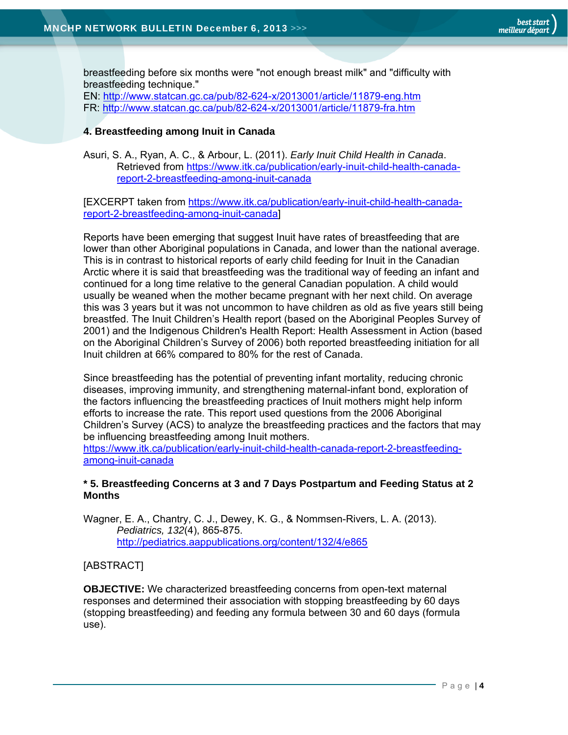breastfeeding before six months were "not enough breast milk" and "difficulty with breastfeeding technique."
EN: http://www.statcan.gc.ca/pub/82-624-x/2013001/article/11879-eng.htm
FR: http://www.statcan.gc.ca/pub/82-624-x/2013001/article/11879-fra.htm

**4. Breastfeeding among Inuit in Canada**

Asuri, S. A., Ryan, A. C., & Arbour, L. (2011). *Early Inuit Child Health in Canada*. Retrieved from https://www.itk.ca/publication/early-inuit-child-health-canada-report-2-breastfeeding-among-inuit-canada

[EXCERPT taken from https://www.itk.ca/publication/early-inuit-child-health-canada-report-2-breastfeeding-among-inuit-canada]

Reports have been emerging that suggest Inuit have rates of breastfeeding that are lower than other Aboriginal populations in Canada, and lower than the national average. This is in contrast to historical reports of early child feeding for Inuit in the Canadian Arctic where it is said that breastfeeding was the traditional way of feeding an infant and continued for a long time relative to the general Canadian population. A child would usually be weaned when the mother became pregnant with her next child. On average this was 3 years but it was not uncommon to have children as old as five years still being breastfed. The Inuit Children's Health report (based on the Aboriginal Peoples Survey of 2001) and the Indigenous Children's Health Report: Health Assessment in Action (based on the Aboriginal Children's Survey of 2006) both reported breastfeeding initiation for all Inuit children at 66% compared to 80% for the rest of Canada.

Since breastfeeding has the potential of preventing infant mortality, reducing chronic diseases, improving immunity, and strengthening maternal-infant bond, exploration of the factors influencing the breastfeeding practices of Inuit mothers might help inform efforts to increase the rate. This report used questions from the 2006 Aboriginal Children's Survey (ACS) to analyze the breastfeeding practices and the factors that may be influencing breastfeeding among Inuit mothers.
https://www.itk.ca/publication/early-inuit-child-health-canada-report-2-breastfeeding-among-inuit-canada

**\* 5. Breastfeeding Concerns at 3 and 7 Days Postpartum and Feeding Status at 2 Months**

Wagner, E. A., Chantry, C. J., Dewey, K. G., & Nommsen-Rivers, L. A. (2013). *Pediatrics, 132*(4), 865-875. http://pediatrics.aappublications.org/content/132/4/e865

[ABSTRACT]

**OBJECTIVE:** We characterized breastfeeding concerns from open-text maternal responses and determined their association with stopping breastfeeding by 60 days (stopping breastfeeding) and feeding any formula between 30 and 60 days (formula use).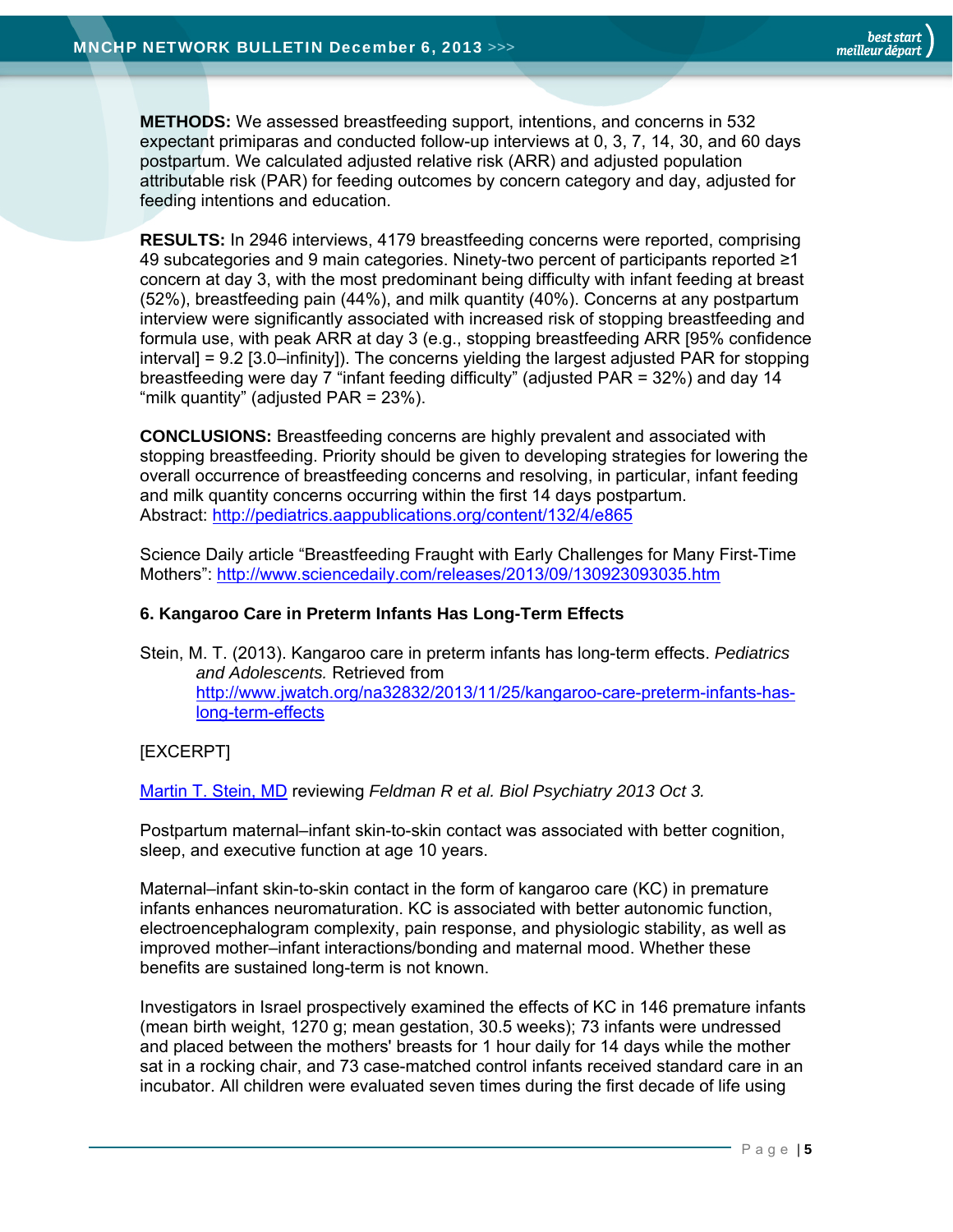**METHODS:** We assessed breastfeeding support, intentions, and concerns in 532 expectant primiparas and conducted follow-up interviews at 0, 3, 7, 14, 30, and 60 days postpartum. We calculated adjusted relative risk (ARR) and adjusted population attributable risk (PAR) for feeding outcomes by concern category and day, adjusted for feeding intentions and education.

**RESULTS:** In 2946 interviews, 4179 breastfeeding concerns were reported, comprising 49 subcategories and 9 main categories. Ninety-two percent of participants reported ≥1 concern at day 3, with the most predominant being difficulty with infant feeding at breast (52%), breastfeeding pain (44%), and milk quantity (40%). Concerns at any postpartum interview were significantly associated with increased risk of stopping breastfeeding and formula use, with peak ARR at day 3 (e.g., stopping breastfeeding ARR [95% confidence interval] = 9.2 [3.0–infinity]). The concerns yielding the largest adjusted PAR for stopping breastfeeding were day 7 "infant feeding difficulty" (adjusted PAR = 32%) and day 14 "milk quantity" (adjusted PAR = 23%).

**CONCLUSIONS:** Breastfeeding concerns are highly prevalent and associated with stopping breastfeeding. Priority should be given to developing strategies for lowering the overall occurrence of breastfeeding concerns and resolving, in particular, infant feeding and milk quantity concerns occurring within the first 14 days postpartum.
Abstract: http://pediatrics.aappublications.org/content/132/4/e865

Science Daily article "Breastfeeding Fraught with Early Challenges for Many First-Time Mothers": http://www.sciencedaily.com/releases/2013/09/130923093035.htm

### 6. Kangaroo Care in Preterm Infants Has Long-Term Effects

Stein, M. T. (2013). Kangaroo care in preterm infants has long-term effects. *Pediatrics and Adolescents.* Retrieved from http://www.jwatch.org/na32832/2013/11/25/kangaroo-care-preterm-infants-has-long-term-effects

[EXCERPT]

Martin T. Stein, MD reviewing *Feldman R et al. Biol Psychiatry 2013 Oct 3.*

Postpartum maternal–infant skin-to-skin contact was associated with better cognition, sleep, and executive function at age 10 years.

Maternal–infant skin-to-skin contact in the form of kangaroo care (KC) in premature infants enhances neuromaturation. KC is associated with better autonomic function, electroencephalogram complexity, pain response, and physiologic stability, as well as improved mother–infant interactions/bonding and maternal mood. Whether these benefits are sustained long-term is not known.

Investigators in Israel prospectively examined the effects of KC in 146 premature infants (mean birth weight, 1270 g; mean gestation, 30.5 weeks); 73 infants were undressed and placed between the mothers' breasts for 1 hour daily for 14 days while the mother sat in a rocking chair, and 73 case-matched control infants received standard care in an incubator. All children were evaluated seven times during the first decade of life using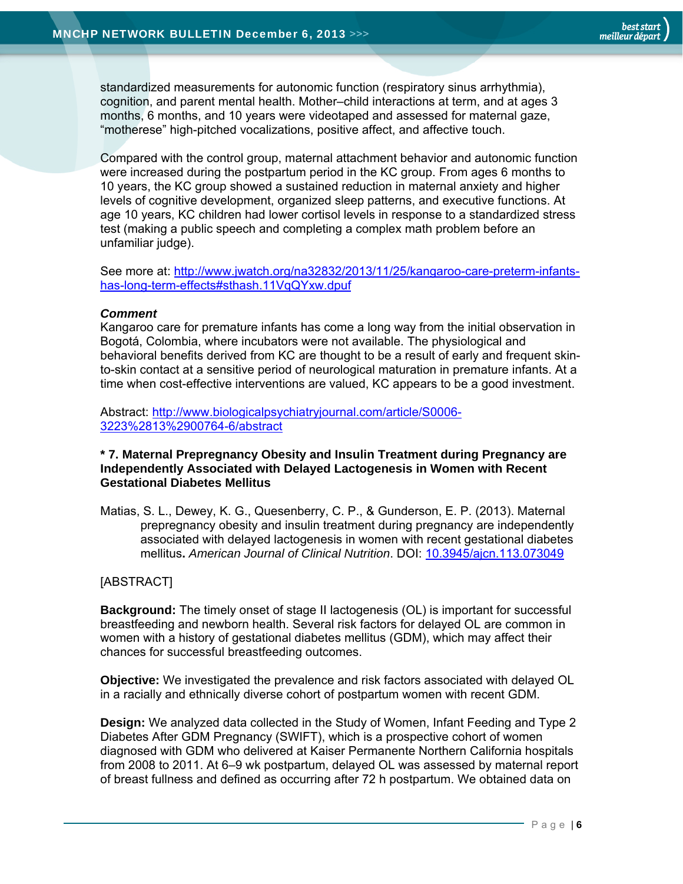standardized measurements for autonomic function (respiratory sinus arrhythmia), cognition, and parent mental health. Mother–child interactions at term, and at ages 3 months, 6 months, and 10 years were videotaped and assessed for maternal gaze, "motherese" high-pitched vocalizations, positive affect, and affective touch.

Compared with the control group, maternal attachment behavior and autonomic function were increased during the postpartum period in the KC group. From ages 6 months to 10 years, the KC group showed a sustained reduction in maternal anxiety and higher levels of cognitive development, organized sleep patterns, and executive functions. At age 10 years, KC children had lower cortisol levels in response to a standardized stress test (making a public speech and completing a complex math problem before an unfamiliar judge).

See more at: [http://www.jwatch.org/na32832/2013/11/25/kangaroo-care-preterm-infants-has-long-term-effects#sthash.11VqQYxw.dpuf](http://www.jwatch.org/na32832/2013/11/25/kangaroo-care-preterm-infants-has-long-term-effects#sthash.11VqQYxw.dpuf)

***Comment***
Kangaroo care for premature infants has come a long way from the initial observation in Bogotá, Colombia, where incubators were not available. The physiological and behavioral benefits derived from KC are thought to be a result of early and frequent skin-to-skin contact at a sensitive period of neurological maturation in premature infants. At a time when cost-effective interventions are valued, KC appears to be a good investment.

Abstract: [http://www.biologicalpsychiatryjournal.com/article/S0006-3223%2813%2900764-6/abstract](http://www.biologicalpsychiatryjournal.com/article/S0006-3223%2813%2900764-6/abstract)

**\* 7. Maternal Prepregnancy Obesity and Insulin Treatment during Pregnancy are Independently Associated with Delayed Lactogenesis in Women with Recent Gestational Diabetes Mellitus**

Matias, S. L., Dewey, K. G., Quesenberry, C. P., & Gunderson, E. P. (2013). Maternal prepregnancy obesity and insulin treatment during pregnancy are independently associated with delayed lactogenesis in women with recent gestational diabetes mellitus**.** *American Journal of Clinical Nutrition*. DOI: [10.3945/ajcn.113.073049](http://dx.doi.org/10.3945/ajcn.113.073049)

[ABSTRACT]

**Background:** The timely onset of stage II lactogenesis (OL) is important for successful breastfeeding and newborn health. Several risk factors for delayed OL are common in women with a history of gestational diabetes mellitus (GDM), which may affect their chances for successful breastfeeding outcomes.

**Objective:** We investigated the prevalence and risk factors associated with delayed OL in a racially and ethnically diverse cohort of postpartum women with recent GDM.

**Design:** We analyzed data collected in the Study of Women, Infant Feeding and Type 2 Diabetes After GDM Pregnancy (SWIFT), which is a prospective cohort of women diagnosed with GDM who delivered at Kaiser Permanente Northern California hospitals from 2008 to 2011. At 6–9 wk postpartum, delayed OL was assessed by maternal report of breast fullness and defined as occurring after 72 h postpartum. We obtained data on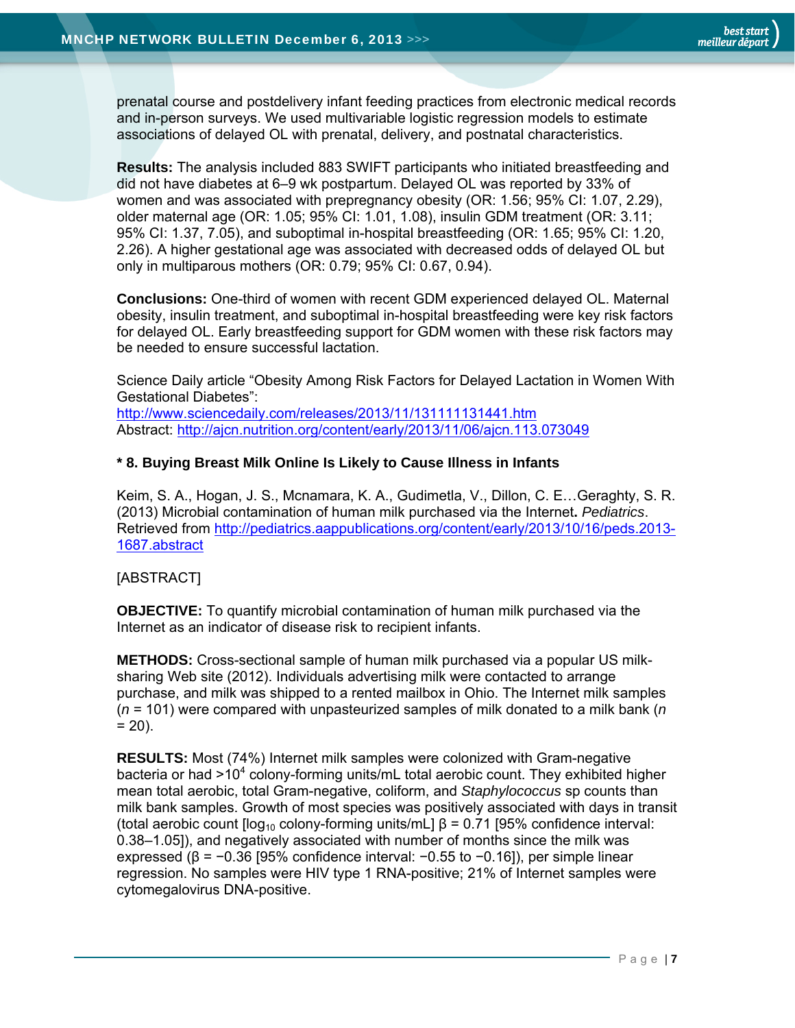prenatal course and postdelivery infant feeding practices from electronic medical records and in-person surveys. We used multivariable logistic regression models to estimate associations of delayed OL with prenatal, delivery, and postnatal characteristics.

**Results:** The analysis included 883 SWIFT participants who initiated breastfeeding and did not have diabetes at 6–9 wk postpartum. Delayed OL was reported by 33% of women and was associated with prepregnancy obesity (OR: 1.56; 95% CI: 1.07, 2.29), older maternal age (OR: 1.05; 95% CI: 1.01, 1.08), insulin GDM treatment (OR: 3.11; 95% CI: 1.37, 7.05), and suboptimal in-hospital breastfeeding (OR: 1.65; 95% CI: 1.20, 2.26). A higher gestational age was associated with decreased odds of delayed OL but only in multiparous mothers (OR: 0.79; 95% CI: 0.67, 0.94).

**Conclusions:** One-third of women with recent GDM experienced delayed OL. Maternal obesity, insulin treatment, and suboptimal in-hospital breastfeeding were key risk factors for delayed OL. Early breastfeeding support for GDM women with these risk factors may be needed to ensure successful lactation.

Science Daily article “Obesity Among Risk Factors for Delayed Lactation in Women With Gestational Diabetes”:
http://www.sciencedaily.com/releases/2013/11/131111131441.htm
Abstract: http://ajcn.nutrition.org/content/early/2013/11/06/ajcn.113.073049

### * 8. Buying Breast Milk Online Is Likely to Cause Illness in Infants

Keim, S. A., Hogan, J. S., Mcnamara, K. A., Gudimetla, V., Dillon, C. E…Geraghty, S. R. (2013) Microbial contamination of human milk purchased via the Internet**.** *Pediatrics*. Retrieved from http://pediatrics.aappublications.org/content/early/2013/10/16/peds.2013-1687.abstract

[ABSTRACT]

**OBJECTIVE:** To quantify microbial contamination of human milk purchased via the Internet as an indicator of disease risk to recipient infants.

**METHODS:** Cross-sectional sample of human milk purchased via a popular US milk-sharing Web site (2012). Individuals advertising milk were contacted to arrange purchase, and milk was shipped to a rented mailbox in Ohio. The Internet milk samples ($n$ = 101) were compared with unpasteurized samples of milk donated to a milk bank ($n$ = 20).

**RESULTS:** Most (74%) Internet milk samples were colonized with Gram-negative bacteria or had $>10^4$ colony-forming units/mL total aerobic count. They exhibited higher mean total aerobic, total Gram-negative, coliform, and *Staphylococcus* sp counts than milk bank samples. Growth of most species was positively associated with days in transit (total aerobic count [$\log_{10}$ colony-forming units/mL] $\beta$ = 0.71 [95% confidence interval: 0.38–1.05]), and negatively associated with number of months since the milk was expressed ($\beta$ = −0.36 [95% confidence interval: −0.55 to −0.16]), per simple linear regression. No samples were HIV type 1 RNA-positive; 21% of Internet samples were cytomegalovirus DNA-positive.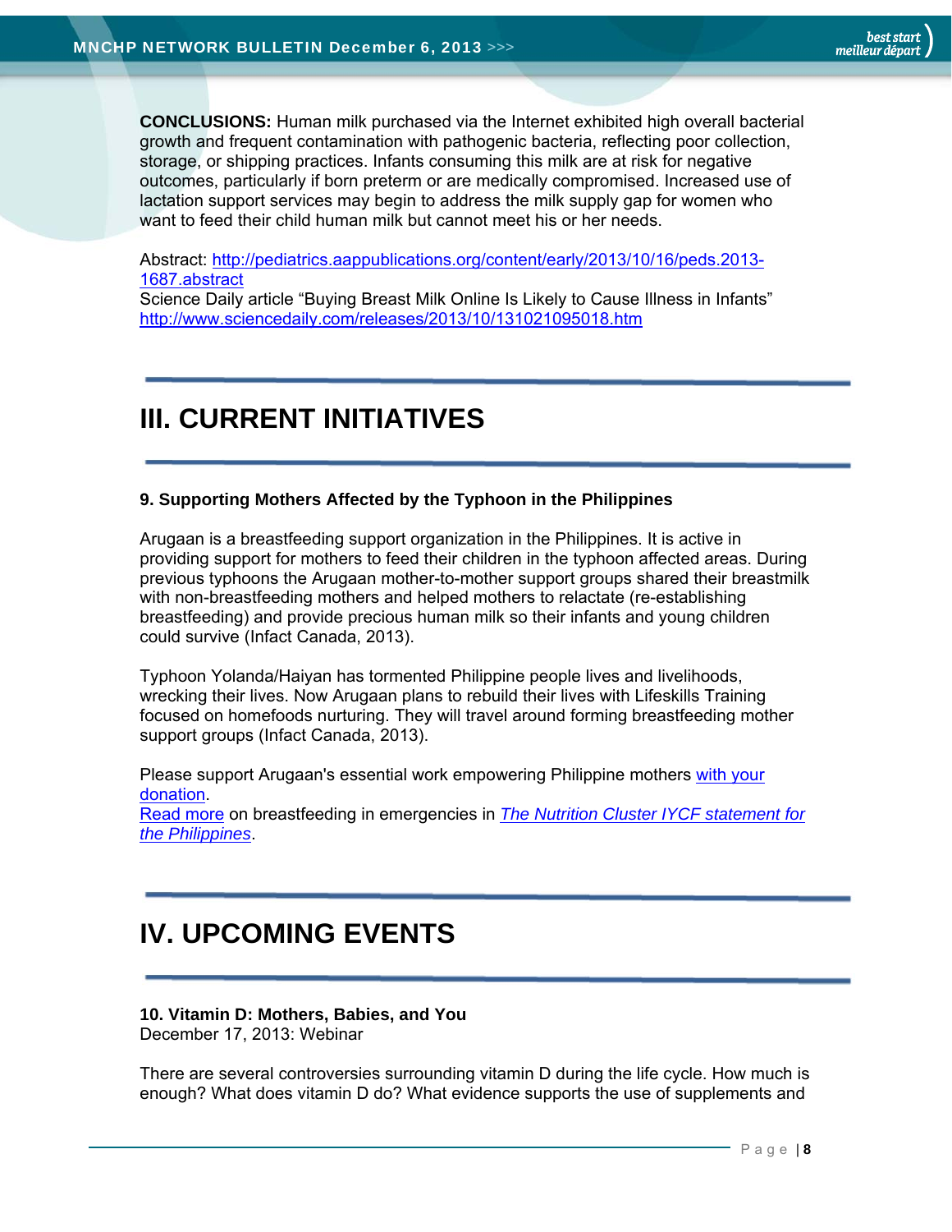**CONCLUSIONS:** Human milk purchased via the Internet exhibited high overall bacterial growth and frequent contamination with pathogenic bacteria, reflecting poor collection, storage, or shipping practices. Infants consuming this milk are at risk for negative outcomes, particularly if born preterm or are medically compromised. Increased use of lactation support services may begin to address the milk supply gap for women who want to feed their child human milk but cannot meet his or her needs.

Abstract: http://pediatrics.aappublications.org/content/early/2013/10/16/peds.2013-1687.abstract
Science Daily article "Buying Breast Milk Online Is Likely to Cause Illness in Infants" http://www.sciencedaily.com/releases/2013/10/131021095018.htm

# III. CURRENT INITIATIVES

### 9. Supporting Mothers Affected by the Typhoon in the Philippines

Arugaan is a breastfeeding support organization in the Philippines. It is active in providing support for mothers to feed their children in the typhoon affected areas. During previous typhoons the Arugaan mother-to-mother support groups shared their breastmilk with non-breastfeeding mothers and helped mothers to relactate (re-establishing breastfeeding) and provide precious human milk so their infants and young children could survive (Infact Canada, 2013).

Typhoon Yolanda/Haiyan has tormented Philippine people lives and livelihoods, wrecking their lives. Now Arugaan plans to rebuild their lives with Lifeskills Training focused on homefoods nurturing. They will travel around forming breastfeeding mother support groups (Infact Canada, 2013).

Please support Arugaan's essential work empowering Philippine mothers with your donation.
Read more on breastfeeding in emergencies in *The Nutrition Cluster IYCF statement for the Philippines*.

# IV. UPCOMING EVENTS

**10. Vitamin D: Mothers, Babies, and You**
December 17, 2013: Webinar

There are several controversies surrounding vitamin D during the life cycle. How much is enough? What does vitamin D do? What evidence supports the use of supplements and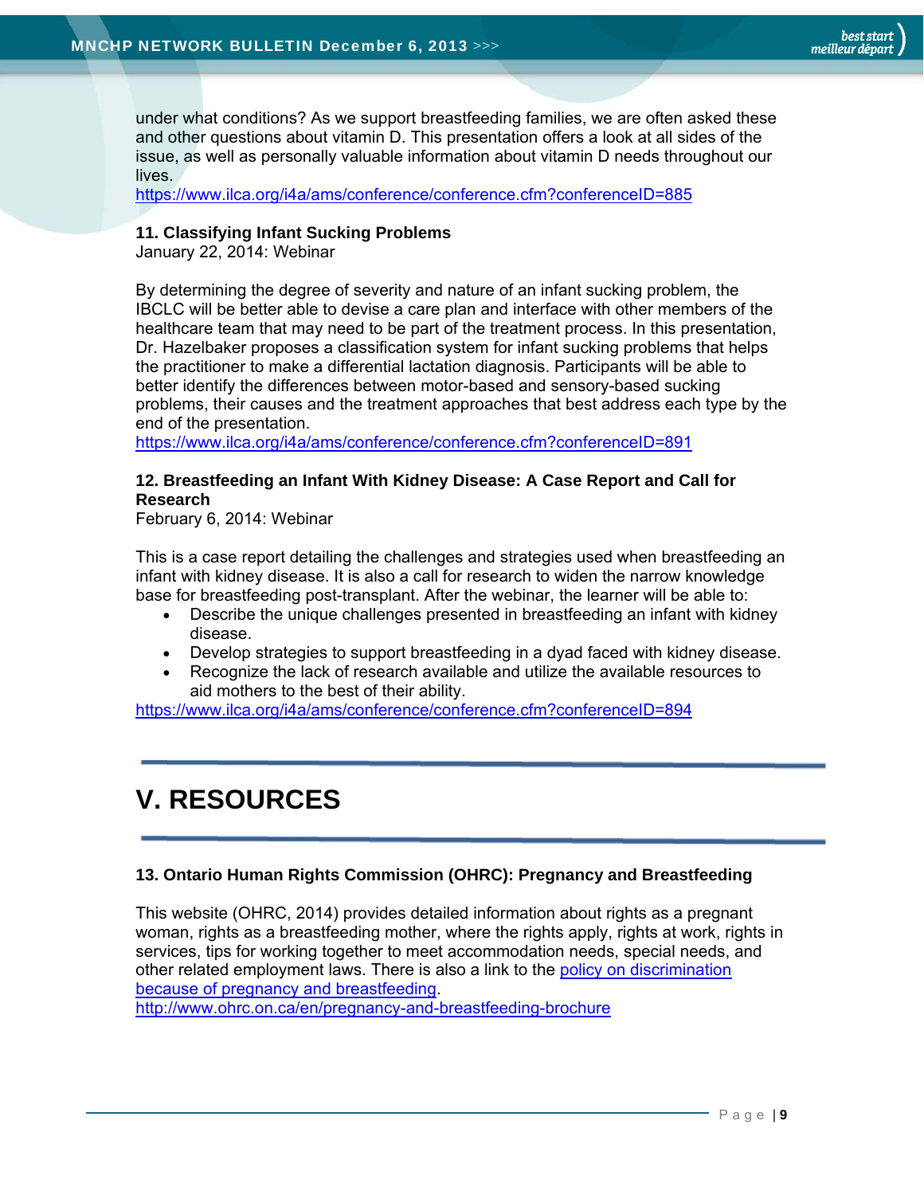under what conditions? As we support breastfeeding families, we are often asked these and other questions about vitamin D. This presentation offers a look at all sides of the issue, as well as personally valuable information about vitamin D needs throughout our lives.
https://www.ilca.org/i4a/ams/conference/conference.cfm?conferenceID=885

**11. Classifying Infant Sucking Problems**
January 22, 2014: Webinar

By determining the degree of severity and nature of an infant sucking problem, the IBCLC will be better able to devise a care plan and interface with other members of the healthcare team that may need to be part of the treatment process. In this presentation, Dr. Hazelbaker proposes a classification system for infant sucking problems that helps the practitioner to make a differential lactation diagnosis. Participants will be able to better identify the differences between motor-based and sensory-based sucking problems, their causes and the treatment approaches that best address each type by the end of the presentation.
https://www.ilca.org/i4a/ams/conference/conference.cfm?conferenceID=891

**12. Breastfeeding an Infant With Kidney Disease: A Case Report and Call for Research**
February 6, 2014: Webinar

This is a case report detailing the challenges and strategies used when breastfeeding an infant with kidney disease. It is also a call for research to widen the narrow knowledge base for breastfeeding post-transplant. After the webinar, the learner will be able to:

- Describe the unique challenges presented in breastfeeding an infant with kidney disease.
- Develop strategies to support breastfeeding in a dyad faced with kidney disease.
- Recognize the lack of research available and utilize the available resources to aid mothers to the best of their ability.

https://www.ilca.org/i4a/ams/conference/conference.cfm?conferenceID=894

# V. RESOURCES

**13. Ontario Human Rights Commission (OHRC): Pregnancy and Breastfeeding**

This website (OHRC, 2014) provides detailed information about rights as a pregnant woman, rights as a breastfeeding mother, where the rights apply, rights at work, rights in services, tips for working together to meet accommodation needs, special needs, and other related employment laws. There is also a link to the policy on discrimination because of pregnancy and breastfeeding.
http://www.ohrc.on.ca/en/pregnancy-and-breastfeeding-brochure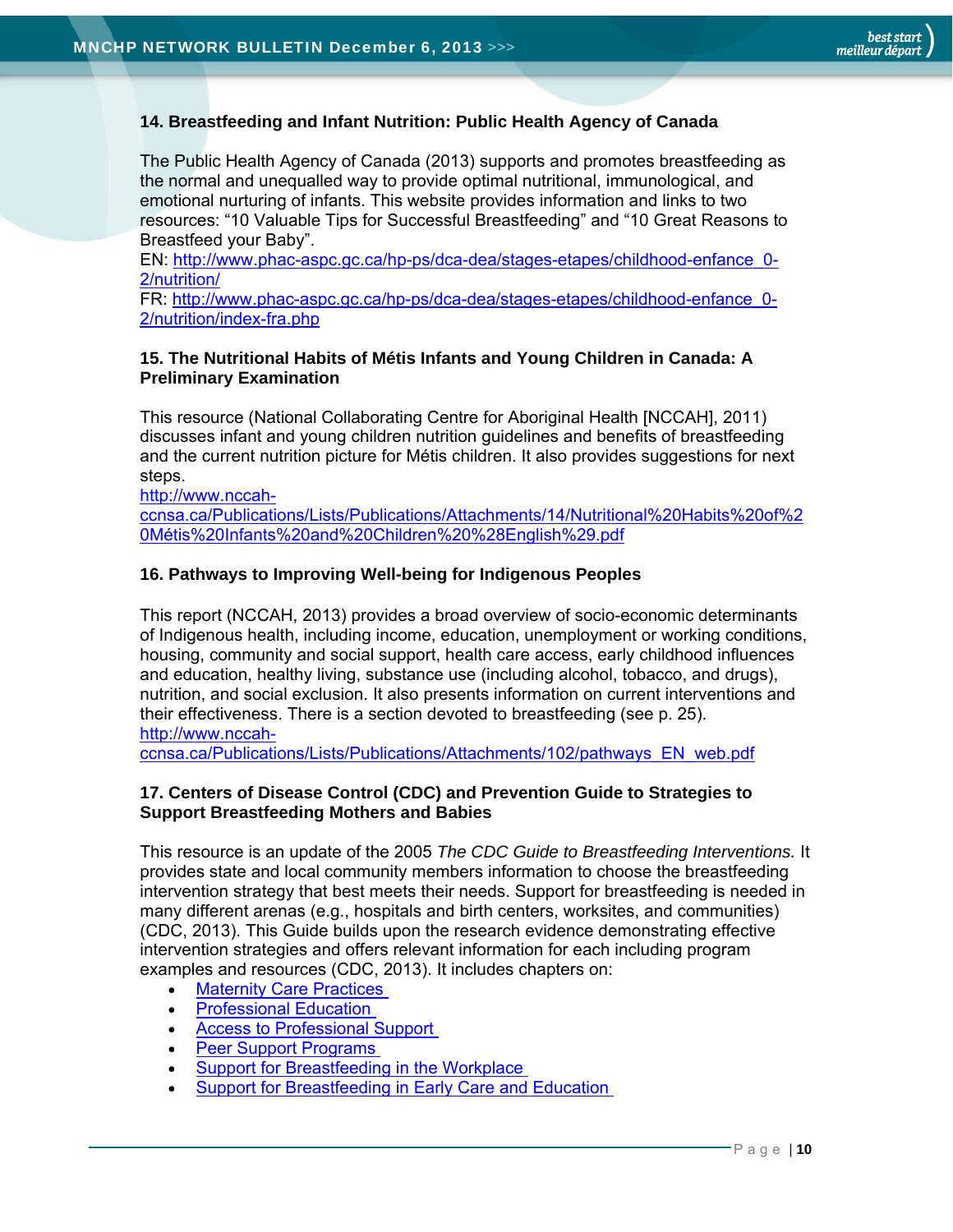### 14. Breastfeeding and Infant Nutrition: Public Health Agency of Canada

The Public Health Agency of Canada (2013) supports and promotes breastfeeding as the normal and unequalled way to provide optimal nutritional, immunological, and emotional nurturing of infants. This website provides information and links to two resources: "10 Valuable Tips for Successful Breastfeeding" and "10 Great Reasons to Breastfeed your Baby".
EN: http://www.phac-aspc.gc.ca/hp-ps/dca-dea/stages-etapes/childhood-enfance_0-2/nutrition/
FR: http://www.phac-aspc.gc.ca/hp-ps/dca-dea/stages-etapes/childhood-enfance_0-2/nutrition/index-fra.php

### 15. The Nutritional Habits of Métis Infants and Young Children in Canada: A Preliminary Examination

This resource (National Collaborating Centre for Aboriginal Health [NCCAH], 2011) discusses infant and young children nutrition guidelines and benefits of breastfeeding and the current nutrition picture for Métis children. It also provides suggestions for next steps.
http://www.nccah-ccnsa.ca/Publications/Lists/Publications/Attachments/14/Nutritional%20Habits%20of%20Métis%20Infants%20and%20Children%20%28English%29.pdf

### 16. Pathways to Improving Well-being for Indigenous Peoples

This report (NCCAH, 2013) provides a broad overview of socio-economic determinants of Indigenous health, including income, education, unemployment or working conditions, housing, community and social support, health care access, early childhood influences and education, healthy living, substance use (including alcohol, tobacco, and drugs), nutrition, and social exclusion. It also presents information on current interventions and their effectiveness. There is a section devoted to breastfeeding (see p. 25).
http://www.nccah-ccnsa.ca/Publications/Lists/Publications/Attachments/102/pathways_EN_web.pdf

### 17. Centers of Disease Control (CDC) and Prevention Guide to Strategies to Support Breastfeeding Mothers and Babies

This resource is an update of the 2005 *The CDC Guide to Breastfeeding Interventions.* It provides state and local community members information to choose the breastfeeding intervention strategy that best meets their needs. Support for breastfeeding is needed in many different arenas (e.g., hospitals and birth centers, worksites, and communities) (CDC, 2013). This Guide builds upon the research evidence demonstrating effective intervention strategies and offers relevant information for each including program examples and resources (CDC, 2013). It includes chapters on:

- Maternity Care Practices
- Professional Education
- Access to Professional Support
- Peer Support Programs
- Support for Breastfeeding in the Workplace
- Support for Breastfeeding in Early Care and Education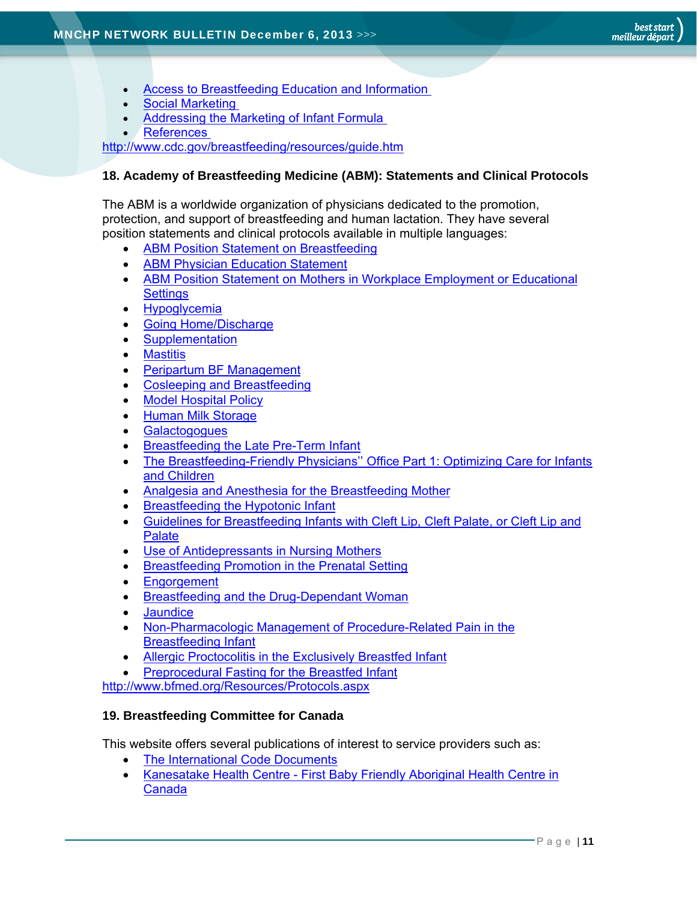- Access to Breastfeeding Education and Information
- Social Marketing
- Addressing the Marketing of Infant Formula
- References

http://www.cdc.gov/breastfeeding/resources/guide.htm

**18. Academy of Breastfeeding Medicine (ABM): Statements and Clinical Protocols**

The ABM is a worldwide organization of physicians dedicated to the promotion, protection, and support of breastfeeding and human lactation. They have several position statements and clinical protocols available in multiple languages:

- ABM Position Statement on Breastfeeding
- ABM Physician Education Statement
- ABM Position Statement on Mothers in Workplace Employment or Educational Settings
- Hypoglycemia
- Going Home/Discharge
- Supplementation
- Mastitis
- Peripartum BF Management
- Cosleeping and Breastfeeding
- Model Hospital Policy
- Human Milk Storage
- Galactogogues
- Breastfeeding the Late Pre-Term Infant
- The Breastfeeding-Friendly Physicians'' Office Part 1: Optimizing Care for Infants and Children
- Analgesia and Anesthesia for the Breastfeeding Mother
- Breastfeeding the Hypotonic Infant
- Guidelines for Breastfeeding Infants with Cleft Lip, Cleft Palate, or Cleft Lip and Palate
- Use of Antidepressants in Nursing Mothers
- Breastfeeding Promotion in the Prenatal Setting
- Engorgement
- Breastfeeding and the Drug-Dependant Woman
- Jaundice
- Non-Pharmacologic Management of Procedure-Related Pain in the Breastfeeding Infant
- Allergic Proctocolitis in the Exclusively Breastfed Infant
- Preprocedural Fasting for the Breastfed Infant

http://www.bfmed.org/Resources/Protocols.aspx

**19. Breastfeeding Committee for Canada**

This website offers several publications of interest to service providers such as:

- The International Code Documents
- Kanesatake Health Centre - First Baby Friendly Aboriginal Health Centre in Canada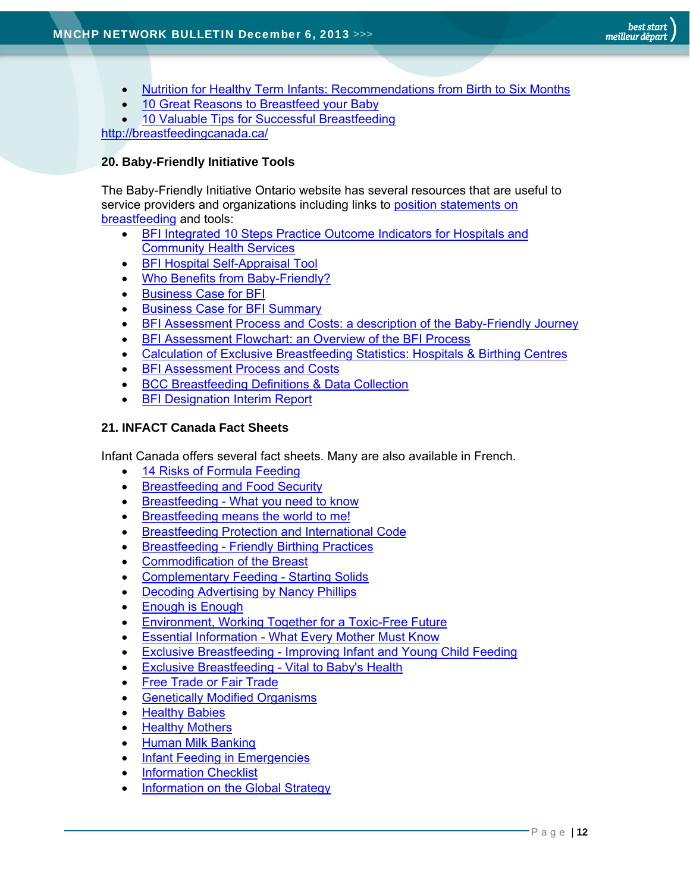- Nutrition for Healthy Term Infants: Recommendations from Birth to Six Months
- 10 Great Reasons to Breastfeed your Baby
- 10 Valuable Tips for Successful Breastfeeding

http://breastfeedingcanada.ca/

### 20. Baby-Friendly Initiative Tools

The Baby-Friendly Initiative Ontario website has several resources that are useful to service providers and organizations including links to position statements on breastfeeding and tools:

- BFI Integrated 10 Steps Practice Outcome Indicators for Hospitals and Community Health Services
- BFI Hospital Self-Appraisal Tool
- Who Benefits from Baby-Friendly?
- Business Case for BFI
- Business Case for BFI Summary
- BFI Assessment Process and Costs: a description of the Baby-Friendly Journey
- BFI Assessment Flowchart: an Overview of the BFI Process
- Calculation of Exclusive Breastfeeding Statistics: Hospitals & Birthing Centres
- BFI Assessment Process and Costs
- BCC Breastfeeding Definitions & Data Collection
- BFI Designation Interim Report

### 21. INFACT Canada Fact Sheets

Infant Canada offers several fact sheets. Many are also available in French.

- 14 Risks of Formula Feeding
- Breastfeeding and Food Security
- Breastfeeding - What you need to know
- Breastfeeding means the world to me!
- Breastfeeding Protection and International Code
- Breastfeeding - Friendly Birthing Practices
- Commodification of the Breast
- Complementary Feeding - Starting Solids
- Decoding Advertising by Nancy Phillips
- Enough is Enough
- Environment, Working Together for a Toxic-Free Future
- Essential Information - What Every Mother Must Know
- Exclusive Breastfeeding - Improving Infant and Young Child Feeding
- Exclusive Breastfeeding - Vital to Baby's Health
- Free Trade or Fair Trade
- Genetically Modified Organisms
- Healthy Babies
- Healthy Mothers
- Human Milk Banking
- Infant Feeding in Emergencies
- Information Checklist
- Information on the Global Strategy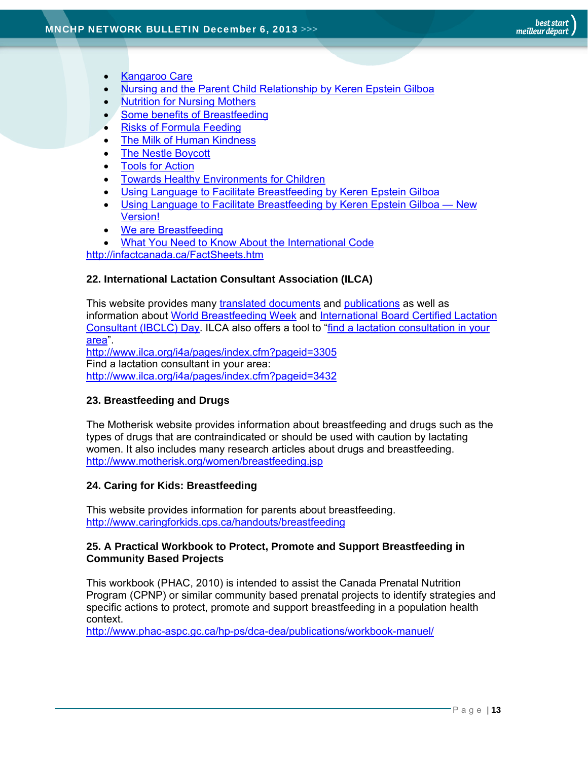- Kangaroo Care
- Nursing and the Parent Child Relationship by Keren Epstein Gilboa
- Nutrition for Nursing Mothers
- Some benefits of Breastfeeding
- Risks of Formula Feeding
- The Milk of Human Kindness
- The Nestle Boycott
- Tools for Action
- Towards Healthy Environments for Children
- Using Language to Facilitate Breastfeeding by Keren Epstein Gilboa
- Using Language to Facilitate Breastfeeding by Keren Epstein Gilboa — New Version!
- We are Breastfeeding
- What You Need to Know About the International Code

http://infactcanada.ca/FactSheets.htm

#### 22. International Lactation Consultant Association (ILCA)

This website provides many translated documents and publications as well as information about World Breastfeeding Week and International Board Certified Lactation Consultant (IBCLC) Day. ILCA also offers a tool to "find a lactation consultation in your area".
http://www.ilca.org/i4a/pages/index.cfm?pageid=3305
Find a lactation consultant in your area:
http://www.ilca.org/i4a/pages/index.cfm?pageid=3432

#### 23. Breastfeeding and Drugs

The Motherisk website provides information about breastfeeding and drugs such as the types of drugs that are contraindicated or should be used with caution by lactating women. It also includes many research articles about drugs and breastfeeding.
http://www.motherisk.org/women/breastfeeding.jsp

#### 24. Caring for Kids: Breastfeeding

This website provides information for parents about breastfeeding.
http://www.caringforkids.cps.ca/handouts/breastfeeding

#### 25. A Practical Workbook to Protect, Promote and Support Breastfeeding in Community Based Projects

This workbook (PHAC, 2010) is intended to assist the Canada Prenatal Nutrition Program (CPNP) or similar community based prenatal projects to identify strategies and specific actions to protect, promote and support breastfeeding in a population health context.
http://www.phac-aspc.gc.ca/hp-ps/dca-dea/publications/workbook-manuel/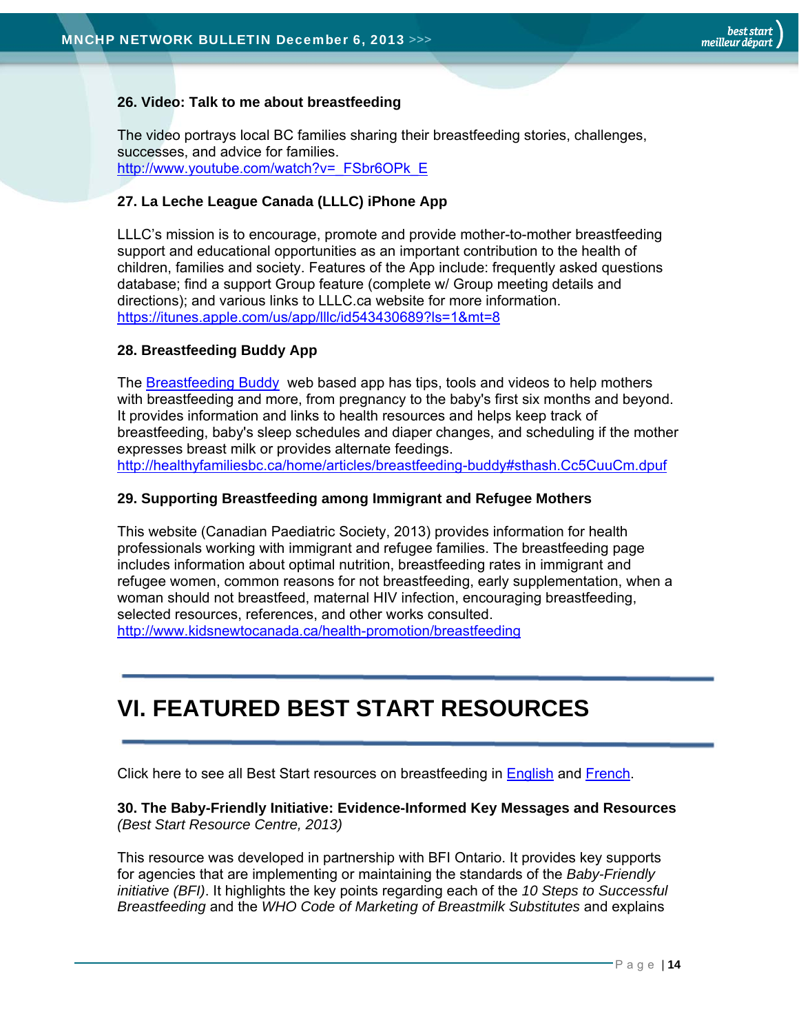**26. Video: Talk to me about breastfeeding**

The video portrays local BC families sharing their breastfeeding stories, challenges, successes, and advice for families.
http://www.youtube.com/watch?v=_FSbr6OPk_E

**27. La Leche League Canada (LLLC) iPhone App**

LLLC's mission is to encourage, promote and provide mother-to-mother breastfeeding support and educational opportunities as an important contribution to the health of children, families and society. Features of the App include: frequently asked questions database; find a support Group feature (complete w/ Group meeting details and directions); and various links to LLLC.ca website for more information.
https://itunes.apple.com/us/app/lllc/id543430689?ls=1&mt=8

**28. Breastfeeding Buddy App**

The Breastfeeding Buddy web based app has tips, tools and videos to help mothers with breastfeeding and more, from pregnancy to the baby's first six months and beyond. It provides information and links to health resources and helps keep track of breastfeeding, baby's sleep schedules and diaper changes, and scheduling if the mother expresses breast milk or provides alternate feedings.
http://healthyfamiliesbc.ca/home/articles/breastfeeding-buddy#sthash.Cc5CuuCm.dpuf

**29. Supporting Breastfeeding among Immigrant and Refugee Mothers**

This website (Canadian Paediatric Society, 2013) provides information for health professionals working with immigrant and refugee families. The breastfeeding page includes information about optimal nutrition, breastfeeding rates in immigrant and refugee women, common reasons for not breastfeeding, early supplementation, when a woman should not breastfeed, maternal HIV infection, encouraging breastfeeding, selected resources, references, and other works consulted.
http://www.kidsnewtocanada.ca/health-promotion/breastfeeding

# VI. FEATURED BEST START RESOURCES

Click here to see all Best Start resources on breastfeeding in English and French.

**30. The Baby-Friendly Initiative: Evidence-Informed Key Messages and Resources**
*(Best Start Resource Centre, 2013)*

This resource was developed in partnership with BFI Ontario. It provides key supports for agencies that are implementing or maintaining the standards of the *Baby-Friendly initiative (BFI)*. It highlights the key points regarding each of the *10 Steps to Successful Breastfeeding* and the *WHO Code of Marketing of Breastmilk Substitutes* and explains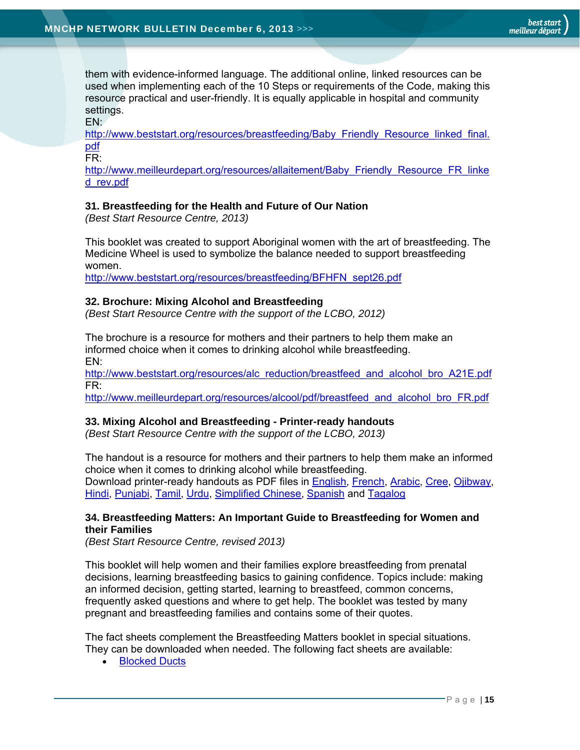them with evidence-informed language. The additional online, linked resources can be used when implementing each of the 10 Steps or requirements of the Code, making this resource practical and user-friendly. It is equally applicable in hospital and community settings.
EN:
http://www.beststart.org/resources/breastfeeding/Baby_Friendly_Resource_linked_final.pdf
FR:
http://www.meilleurdepart.org/resources/allaitement/Baby_Friendly_Resource_FR_linked_rev.pdf

**31. Breastfeeding for the Health and Future of Our Nation**
*(Best Start Resource Centre, 2013)*

This booklet was created to support Aboriginal women with the art of breastfeeding. The Medicine Wheel is used to symbolize the balance needed to support breastfeeding women.
http://www.beststart.org/resources/breastfeeding/BFHFN_sept26.pdf

**32. Brochure: Mixing Alcohol and Breastfeeding**
*(Best Start Resource Centre with the support of the LCBO, 2012)*

The brochure is a resource for mothers and their partners to help them make an informed choice when it comes to drinking alcohol while breastfeeding.
EN:
http://www.beststart.org/resources/alc_reduction/breastfeed_and_alcohol_bro_A21E.pdf
FR:
http://www.meilleurdepart.org/resources/alcool/pdf/breastfeed_and_alcohol_bro_FR.pdf

**33. Mixing Alcohol and Breastfeeding - Printer-ready handouts**
*(Best Start Resource Centre with the support of the LCBO, 2013)*

The handout is a resource for mothers and their partners to help them make an informed choice when it comes to drinking alcohol while breastfeeding.
Download printer-ready handouts as PDF files in English, French, Arabic, Cree, Ojibway, Hindi, Punjabi, Tamil, Urdu, Simplified Chinese, Spanish and Tagalog

**34. Breastfeeding Matters: An Important Guide to Breastfeeding for Women and their Families**
*(Best Start Resource Centre, revised 2013)*

This booklet will help women and their families explore breastfeeding from prenatal decisions, learning breastfeeding basics to gaining confidence. Topics include: making an informed decision, getting started, learning to breastfeed, common concerns, frequently asked questions and where to get help. The booklet was tested by many pregnant and breastfeeding families and contains some of their quotes.

The fact sheets complement the Breastfeeding Matters booklet in special situations. They can be downloaded when needed. The following fact sheets are available:

- Blocked Ducts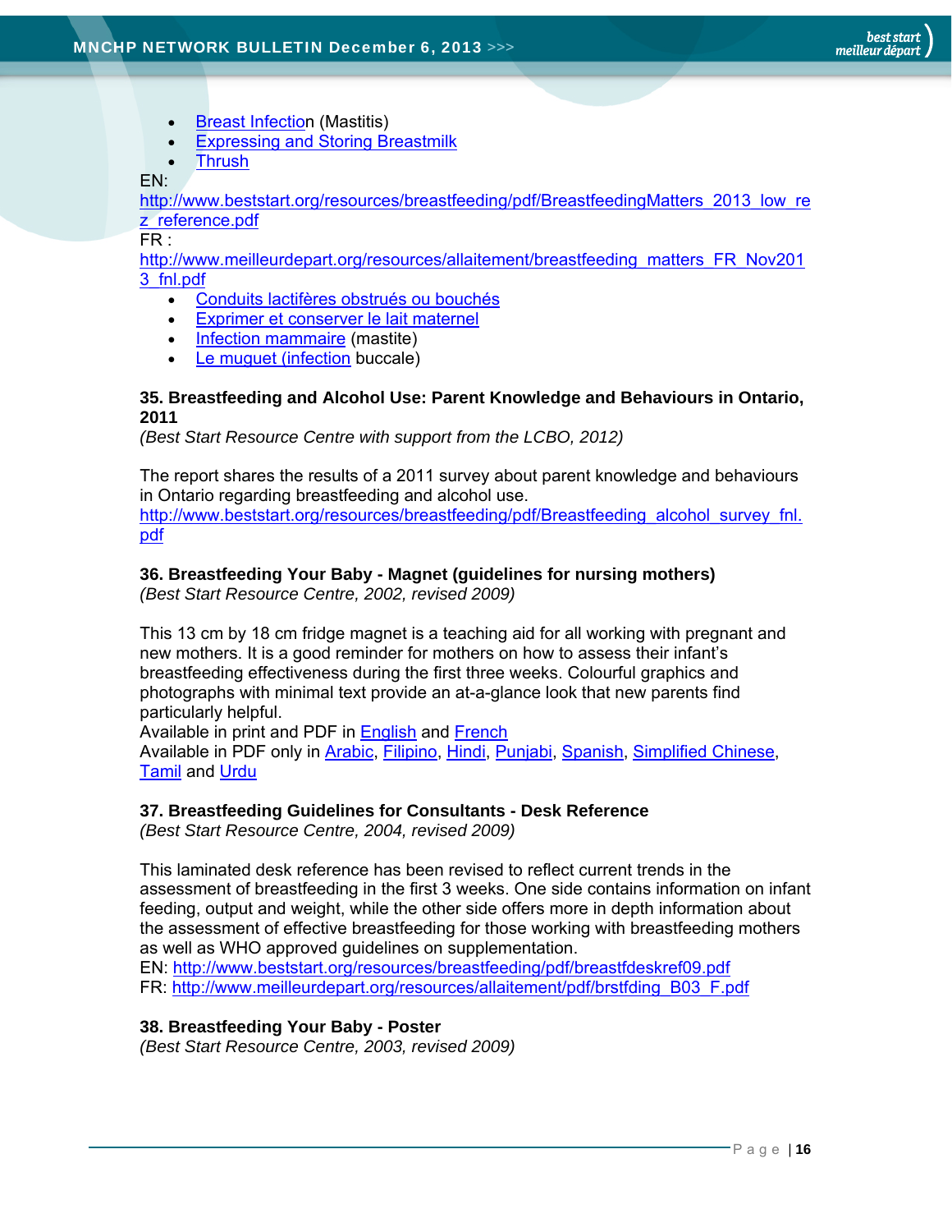- Breast Infection (Mastitis)
- Expressing and Storing Breastmilk
- Thrush

EN:
http://www.beststart.org/resources/breastfeeding/pdf/BreastfeedingMatters_2013_low_rez_reference.pdf

FR :
http://www.meilleurdepart.org/resources/allaitement/breastfeeding_matters_FR_Nov2013_fnl.pdf

- Conduits lactifères obstrués ou bouchés
- Exprimer et conserver le lait maternel
- Infection mammaire (mastite)
- Le muguet (infection buccale)

**35. Breastfeeding and Alcohol Use: Parent Knowledge and Behaviours in Ontario, 2011**
*(Best Start Resource Centre with support from the LCBO, 2012)*

The report shares the results of a 2011 survey about parent knowledge and behaviours in Ontario regarding breastfeeding and alcohol use.
http://www.beststart.org/resources/breastfeeding/pdf/Breastfeeding_alcohol_survey_fnl.pdf

**36. Breastfeeding Your Baby - Magnet (guidelines for nursing mothers)**
*(Best Start Resource Centre, 2002, revised 2009)*

This 13 cm by 18 cm fridge magnet is a teaching aid for all working with pregnant and new mothers. It is a good reminder for mothers on how to assess their infant's breastfeeding effectiveness during the first three weeks. Colourful graphics and photographs with minimal text provide an at-a-glance look that new parents find particularly helpful.
Available in print and PDF in English and French
Available in PDF only in Arabic, Filipino, Hindi, Punjabi, Spanish, Simplified Chinese, Tamil and Urdu

**37. Breastfeeding Guidelines for Consultants - Desk Reference**
*(Best Start Resource Centre, 2004, revised 2009)*

This laminated desk reference has been revised to reflect current trends in the assessment of breastfeeding in the first 3 weeks. One side contains information on infant feeding, output and weight, while the other side offers more in depth information about the assessment of effective breastfeeding for those working with breastfeeding mothers as well as WHO approved guidelines on supplementation.
EN: http://www.beststart.org/resources/breastfeeding/pdf/breastfdeskref09.pdf
FR: http://www.meilleurdepart.org/resources/allaitement/pdf/brstfding_B03_F.pdf

**38. Breastfeeding Your Baby - Poster**
*(Best Start Resource Centre, 2003, revised 2009)*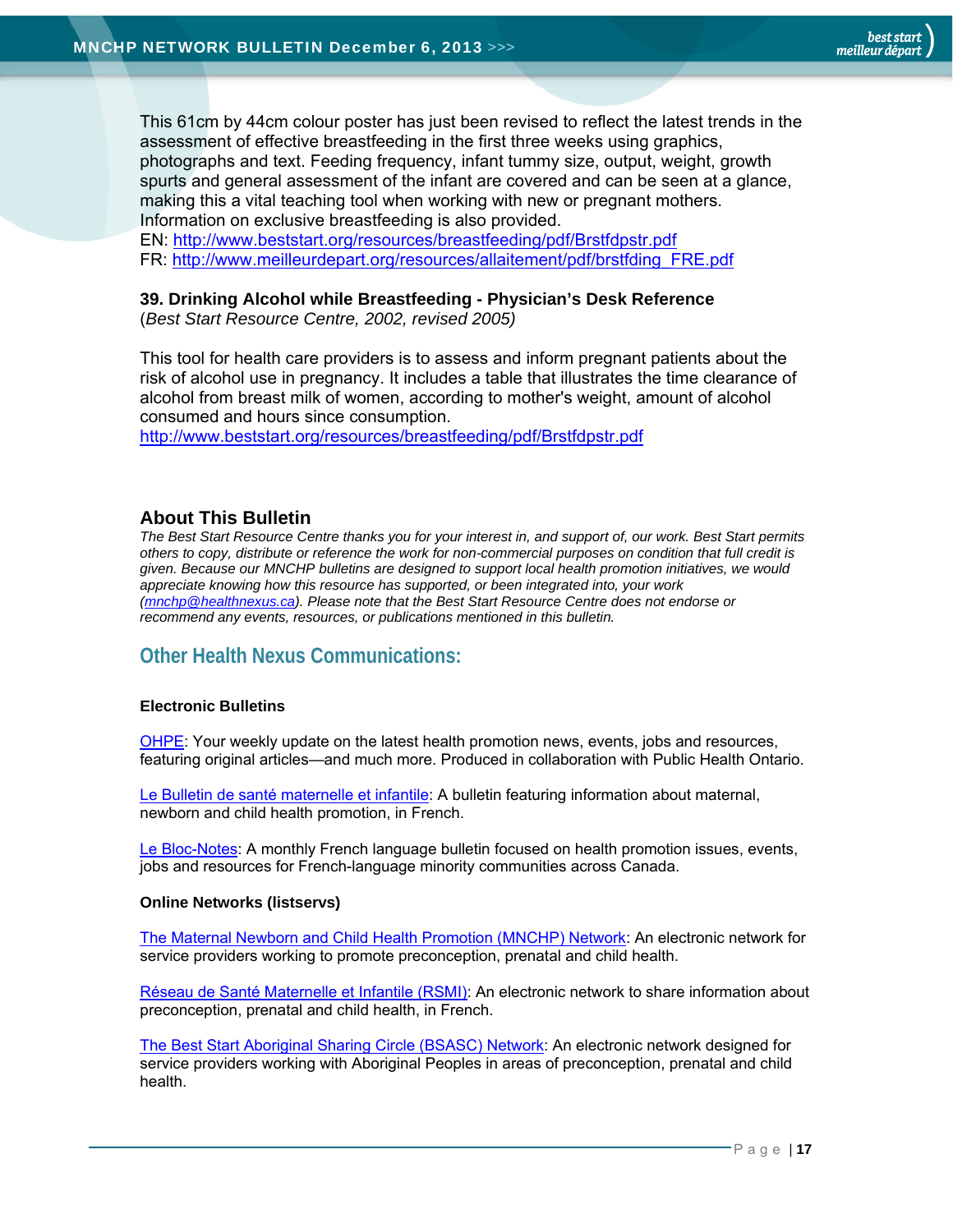This 61cm by 44cm colour poster has just been revised to reflect the latest trends in the assessment of effective breastfeeding in the first three weeks using graphics, photographs and text. Feeding frequency, infant tummy size, output, weight, growth spurts and general assessment of the infant are covered and can be seen at a glance, making this a vital teaching tool when working with new or pregnant mothers. Information on exclusive breastfeeding is also provided.
EN: http://www.beststart.org/resources/breastfeeding/pdf/Brstfdpstr.pdf
FR: http://www.meilleurdepart.org/resources/allaitement/pdf/brstfding_FRE.pdf

**39. Drinking Alcohol while Breastfeeding - Physician's Desk Reference**
(*Best Start Resource Centre, 2002, revised 2005)*

This tool for health care providers is to assess and inform pregnant patients about the risk of alcohol use in pregnancy. It includes a table that illustrates the time clearance of alcohol from breast milk of women, according to mother's weight, amount of alcohol consumed and hours since consumption.
http://www.beststart.org/resources/breastfeeding/pdf/Brstfdpstr.pdf

## About This Bulletin

*The Best Start Resource Centre thanks you for your interest in, and support of, our work. Best Start permits others to copy, distribute or reference the work for non-commercial purposes on condition that full credit is given. Because our MNCHP bulletins are designed to support local health promotion initiatives, we would appreciate knowing how this resource has supported, or been integrated into, your work (mnchp@healthnexus.ca). Please note that the Best Start Resource Centre does not endorse or recommend any events, resources, or publications mentioned in this bulletin.*

## Other Health Nexus Communications:

**Electronic Bulletins**

OHPE: Your weekly update on the latest health promotion news, events, jobs and resources, featuring original articles—and much more. Produced in collaboration with Public Health Ontario.

Le Bulletin de santé maternelle et infantile: A bulletin featuring information about maternal, newborn and child health promotion, in French.

Le Bloc-Notes: A monthly French language bulletin focused on health promotion issues, events, jobs and resources for French-language minority communities across Canada.

**Online Networks (listservs)**

The Maternal Newborn and Child Health Promotion (MNCHP) Network: An electronic network for service providers working to promote preconception, prenatal and child health.

Réseau de Santé Maternelle et Infantile (RSMI): An electronic network to share information about preconception, prenatal and child health, in French.

The Best Start Aboriginal Sharing Circle (BSASC) Network: An electronic network designed for service providers working with Aboriginal Peoples in areas of preconception, prenatal and child health.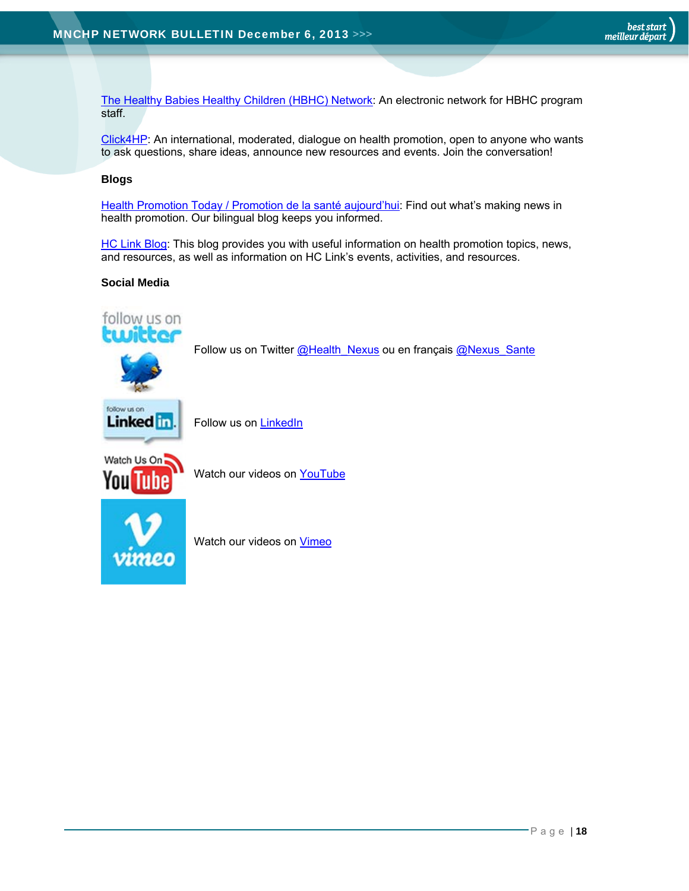The Healthy Babies Healthy Children (HBHC) Network: An electronic network for HBHC program staff.

Click4HP: An international, moderated, dialogue on health promotion, open to anyone who wants to ask questions, share ideas, announce new resources and events. Join the conversation!

**Blogs**

Health Promotion Today / Promotion de la santé aujourd'hui: Find out what's making news in health promotion. Our bilingual blog keeps you informed.

HC Link Blog: This blog provides you with useful information on health promotion topics, news, and resources, as well as information on HC Link's events, activities, and resources.

**Social Media**

Follow us on Twitter @Health_Nexus ou en français @Nexus_Sante

Follow us on LinkedIn

Watch our videos on YouTube

Watch our videos on Vimeo